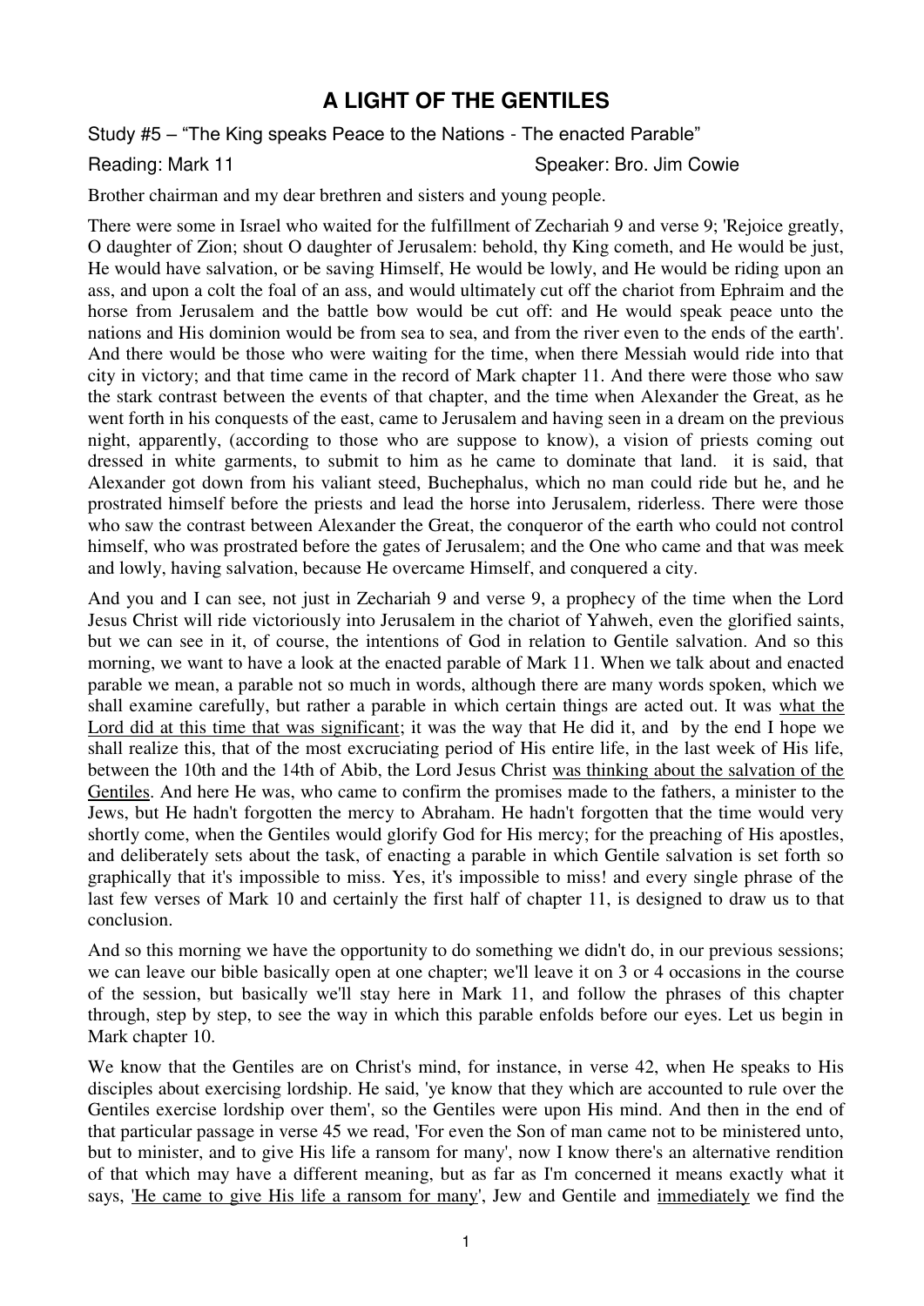# A LIGHT OF THE GENTILES

Study #5 – "The King speaks Peace to the Nations - The enacted Parable"

Reading: Mark 11 Speaker: Bro. Jim Cowie

Brother chairman and my dear brethren and sisters and young people.

There were some in Israel who waited for the fulfillment of Zechariah 9 and verse 9; 'Rejoice greatly, O daughter of Zion; shout O daughter of Jerusalem: behold, thy King cometh, and He would be just, He would have salvation, or be saving Himself, He would be lowly, and He would be riding upon an ass, and upon a colt the foal of an ass, and would ultimately cut off the chariot from Ephraim and the horse from Jerusalem and the battle bow would be cut off: and He would speak peace unto the nations and His dominion would be from sea to sea, and from the river even to the ends of the earth'. And there would be those who were waiting for the time, when there Messiah would ride into that city in victory; and that time came in the record of Mark chapter 11. And there were those who saw the stark contrast between the events of that chapter, and the time when Alexander the Great, as he went forth in his conquests of the east, came to Jerusalem and having seen in a dream on the previous night, apparently, (according to those who are suppose to know), a vision of priests coming out dressed in white garments, to submit to him as he came to dominate that land. it is said, that Alexander got down from his valiant steed, Buchephalus, which no man could ride but he, and he prostrated himself before the priests and lead the horse into Jerusalem, riderless. There were those who saw the contrast between Alexander the Great, the conqueror of the earth who could not control himself, who was prostrated before the gates of Jerusalem; and the One who came and that was meek and lowly, having salvation, because He overcame Himself, and conquered a city.

And you and I can see, not just in Zechariah 9 and verse 9, a prophecy of the time when the Lord Jesus Christ will ride victoriously into Jerusalem in the chariot of Yahweh, even the glorified saints, but we can see in it, of course, the intentions of God in relation to Gentile salvation. And so this morning, we want to have a look at the enacted parable of Mark 11. When we talk about and enacted parable we mean, a parable not so much in words, although there are many words spoken, which we shall examine carefully, but rather a parable in which certain things are acted out. It was <u>what the Lord did at this time that was significant</u>; it was the way that He did it, and by the end I hope we shall realize this, that of the most excruciating period of His entire life, in the last week of His life, between the 10th and the 14th of Abib, the Lord Jesus Christ <u>was thinking about the salvation of the Gentiles</u>. And here He was, who came to confirm the promises made to the fathers, a minister to the Jews, but He hadn't forgotten the mercy to Abraham. He hadn't forgotten that the time would very shortly come, when the Gentiles would glorify God for His mercy; for the preaching of His apostles, and deliberately sets about the task, of enacting a parable in which Gentile salvation is set forth so graphically that it's impossible to miss. Yes, it's impossible to miss! and every single phrase of the last few verses of Mark 10 and certainly the first half of chapter 11, is designed to draw us to that conclusion.

And so this morning we have the opportunity to do something we didn't do, in our previous sessions; we can leave our bible basically open at one chapter; we'll leave it on 3 or 4 occasions in the course of the session, but basically we'll stay here in Mark 11, and follow the phrases of this chapter through, step by step, to see the way in which this parable enfolds before our eyes. Let us begin in Mark chapter 10.

We know that the Gentiles are on Christ's mind, for instance, in verse 42, when He speaks to His disciples about exercising lordship. He said, 'ye know that they which are accounted to rule over the Gentiles exercise lordship over them', so the Gentiles were upon His mind. And then in the end of that particular passage in verse 45 we read, 'For even the Son of man came not to be ministered unto, but to minister, and to give His life a ransom for many', now I know there's an alternative rendition of that which may have a different meaning, but as far as I'm concerned it means exactly what it says, <u>'He came to give His life a ransom for many'</u>, Jew and Gentile and <u>immediately</u> we find the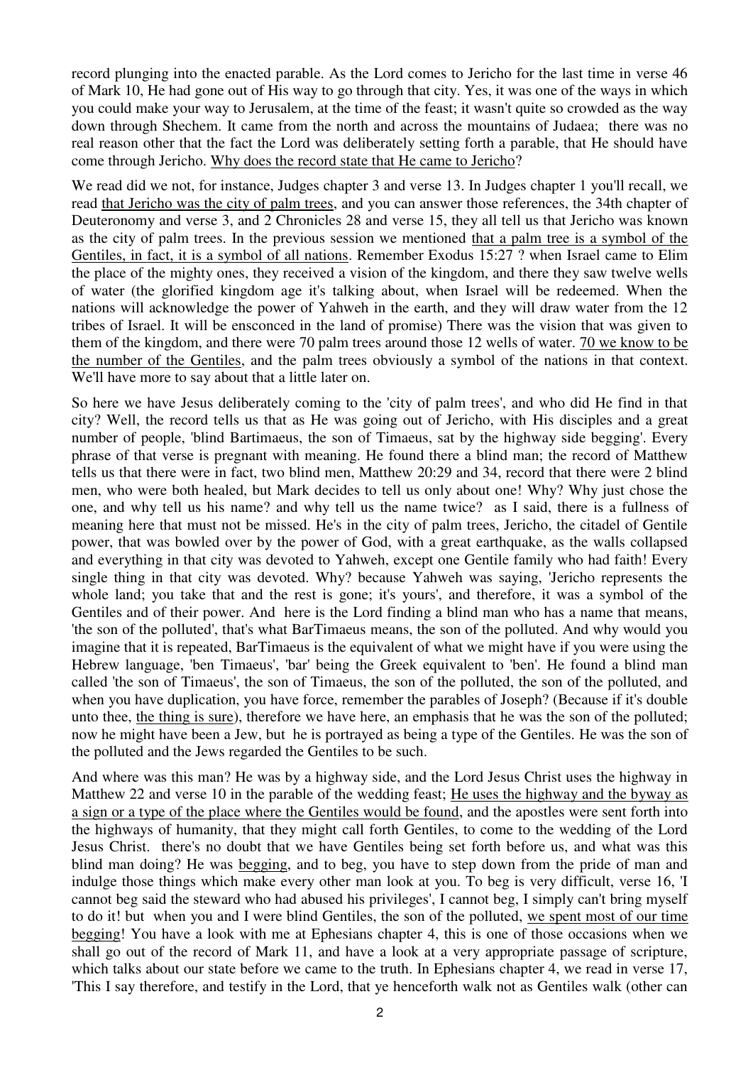record plunging into the enacted parable. As the Lord comes to Jericho for the last time in verse 46 of Mark 10, He had gone out of His way to go through that city. Yes, it was one of the ways in which you could make your way to Jerusalem, at the time of the feast; it wasn't quite so crowded as the way down through Shechem. It came from the north and across the mountains of Judaea; there was no real reason other that the fact the Lord was deliberately setting forth a parable, that He should have come through Jericho. <u>Why does the record state that He came to Jericho</u>?

We read did we not, for instance, Judges chapter 3 and verse 13. In Judges chapter 1 you'll recall, we read <u>that Jericho was the city of palm trees</u>, and you can answer those references, the 34th chapter of Deuteronomy and verse 3, and 2 Chronicles 28 and verse 15, they all tell us that Jericho was known as the city of palm trees. In the previous session we mentioned <u>that a palm tree is a symbol of the Gentiles, in fact, it is a symbol of all nations</u>. Remember Exodus 15:27 ? when Israel came to Elim the place of the mighty ones, they received a vision of the kingdom, and there they saw twelve wells of water (the glorified kingdom age it's talking about, when Israel will be redeemed. When the nations will acknowledge the power of Yahweh in the earth, and they will draw water from the 12 tribes of Israel. It will be ensconced in the land of promise) There was the vision that was given to them of the kingdom, and there were 70 palm trees around those 12 wells of water. <u>70 we know to be the number of the Gentiles</u>, and the palm trees obviously a symbol of the nations in that context. We'll have more to say about that a little later on.

So here we have Jesus deliberately coming to the 'city of palm trees', and who did He find in that city? Well, the record tells us that as He was going out of Jericho, with His disciples and a great number of people, 'blind Bartimaeus, the son of Timaeus, sat by the highway side begging'. Every phrase of that verse is pregnant with meaning. He found there a blind man; the record of Matthew tells us that there were in fact, two blind men, Matthew 20:29 and 34, record that there were 2 blind men, who were both healed, but Mark decides to tell us only about one! Why? Why just chose the one, and why tell us his name? and why tell us the name twice? as I said, there is a fullness of meaning here that must not be missed. He's in the city of palm trees, Jericho, the citadel of Gentile power, that was bowled over by the power of God, with a great earthquake, as the walls collapsed and everything in that city was devoted to Yahweh, except one Gentile family who had faith! Every single thing in that city was devoted. Why? because Yahweh was saying, 'Jericho represents the whole land; you take that and the rest is gone; it's yours', and therefore, it was a symbol of the Gentiles and of their power. And here is the Lord finding a blind man who has a name that means, 'the son of the polluted', that's what BarTimaeus means, the son of the polluted. And why would you imagine that it is repeated, BarTimaeus is the equivalent of what we might have if you were using the Hebrew language, 'ben Timaeus', 'bar' being the Greek equivalent to 'ben'. He found a blind man called 'the son of Timaeus', the son of Timaeus, the son of the polluted, the son of the polluted, and when you have duplication, you have force, remember the parables of Joseph? (Because if it's double unto thee, <u>the thing is sure</u>), therefore we have here, an emphasis that he was the son of the polluted; now he might have been a Jew, but he is portrayed as being a type of the Gentiles. He was the son of the polluted and the Jews regarded the Gentiles to be such.

And where was this man? He was by a highway side, and the Lord Jesus Christ uses the highway in Matthew 22 and verse 10 in the parable of the wedding feast; <u>He uses the highway and the byway as a sign or a type of the place where the Gentiles would be found</u>, and the apostles were sent forth into the highways of humanity, that they might call forth Gentiles, to come to the wedding of the Lord Jesus Christ. there's no doubt that we have Gentiles being set forth before us, and what was this blind man doing? He was <u>begging</u>, and to beg, you have to step down from the pride of man and indulge those things which make every other man look at you. To beg is very difficult, verse 16, 'I cannot beg said the steward who had abused his privileges', I cannot beg, I simply can't bring myself to do it! but when you and I were blind Gentiles, the son of the polluted, <u>we spent most of our time begging</u>! You have a look with me at Ephesians chapter 4, this is one of those occasions when we shall go out of the record of Mark 11, and have a look at a very appropriate passage of scripture, which talks about our state before we came to the truth. In Ephesians chapter 4, we read in verse 17, 'This I say therefore, and testify in the Lord, that ye henceforth walk not as Gentiles walk (other can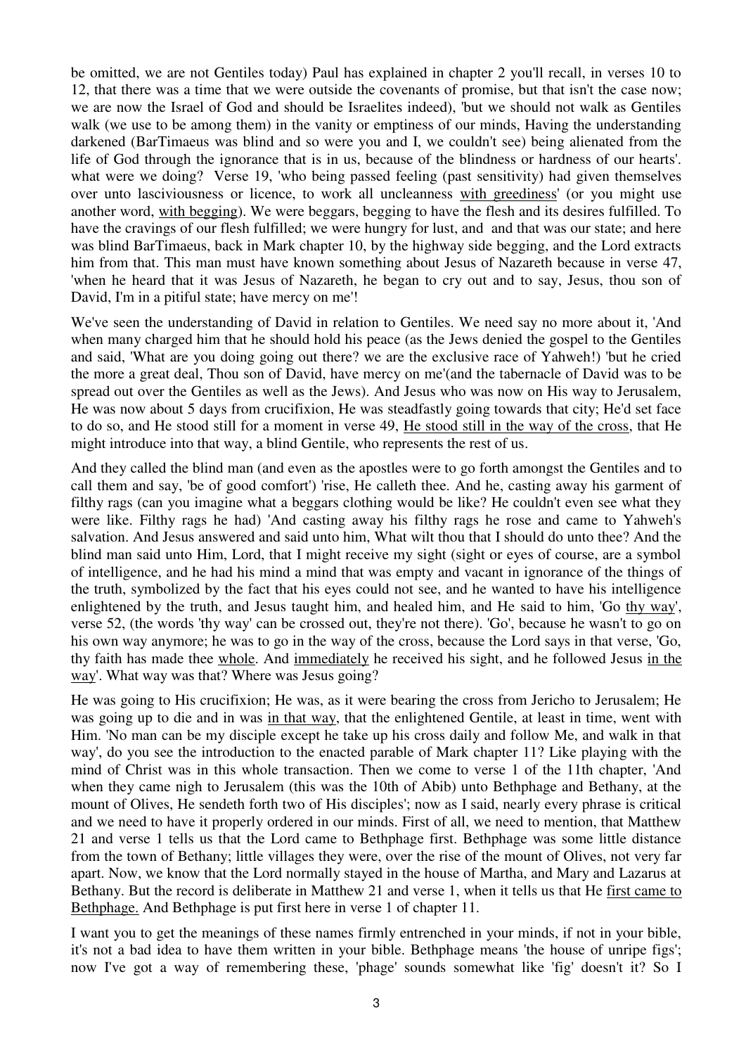be omitted, we are not Gentiles today) Paul has explained in chapter 2 you'll recall, in verses 10 to 12, that there was a time that we were outside the covenants of promise, but that isn't the case now; we are now the Israel of God and should be Israelites indeed), 'but we should not walk as Gentiles walk (we use to be among them) in the vanity or emptiness of our minds, Having the understanding darkened (BarTimaeus was blind and so were you and I, we couldn't see) being alienated from the life of God through the ignorance that is in us, because of the blindness or hardness of our hearts'. what were we doing? Verse 19, 'who being passed feeling (past sensitivity) had given themselves over unto lasciviousness or licence, to work all uncleanness <u>with greediness</u>' (or you might use another word, <u>with begging</u>). We were beggars, begging to have the flesh and its desires fulfilled. To have the cravings of our flesh fulfilled; we were hungry for lust, and and that was our state; and here was blind BarTimaeus, back in Mark chapter 10, by the highway side begging, and the Lord extracts him from that. This man must have known something about Jesus of Nazareth because in verse 47, 'when he heard that it was Jesus of Nazareth, he began to cry out and to say, Jesus, thou son of David, I'm in a pitiful state; have mercy on me'!

We've seen the understanding of David in relation to Gentiles. We need say no more about it, 'And when many charged him that he should hold his peace (as the Jews denied the gospel to the Gentiles and said, 'What are you doing going out there? we are the exclusive race of Yahweh!) 'but he cried the more a great deal, Thou son of David, have mercy on me'(and the tabernacle of David was to be spread out over the Gentiles as well as the Jews). And Jesus who was now on His way to Jerusalem, He was now about 5 days from crucifixion, He was steadfastly going towards that city; He'd set face to do so, and He stood still for a moment in verse 49, <u>He stood still in the way of the cross</u>, that He might introduce into that way, a blind Gentile, who represents the rest of us.

And they called the blind man (and even as the apostles were to go forth amongst the Gentiles and to call them and say, 'be of good comfort') 'rise, He calleth thee. And he, casting away his garment of filthy rags (can you imagine what a beggars clothing would be like? He couldn't even see what they were like. Filthy rags he had) 'And casting away his filthy rags he rose and came to Yahweh's salvation. And Jesus answered and said unto him, What wilt thou that I should do unto thee? And the blind man said unto Him, Lord, that I might receive my sight (sight or eyes of course, are a symbol of intelligence, and he had his mind a mind that was empty and vacant in ignorance of the things of the truth, symbolized by the fact that his eyes could not see, and he wanted to have his intelligence enlightened by the truth, and Jesus taught him, and healed him, and He said to him, 'Go <u>thy way</u>', verse 52, (the words 'thy way' can be crossed out, they're not there). 'Go', because he wasn't to go on his own way anymore; he was to go in the way of the cross, because the Lord says in that verse, 'Go, thy faith has made thee <u>whole</u>. And <u>immediately</u> he received his sight, and he followed Jesus <u>in the way</u>'. What way was that? Where was Jesus going?

He was going to His crucifixion; He was, as it were bearing the cross from Jericho to Jerusalem; He was going up to die and in was <u>in that way</u>, that the enlightened Gentile, at least in time, went with Him. 'No man can be my disciple except he take up his cross daily and follow Me, and walk in that way', do you see the introduction to the enacted parable of Mark chapter 11? Like playing with the mind of Christ was in this whole transaction. Then we come to verse 1 of the 11th chapter, 'And when they came nigh to Jerusalem (this was the 10th of Abib) unto Bethphage and Bethany, at the mount of Olives, He sendeth forth two of His disciples'; now as I said, nearly every phrase is critical and we need to have it properly ordered in our minds. First of all, we need to mention, that Matthew 21 and verse 1 tells us that the Lord came to Bethphage first. Bethphage was some little distance from the town of Bethany; little villages they were, over the rise of the mount of Olives, not very far apart. Now, we know that the Lord normally stayed in the house of Martha, and Mary and Lazarus at Bethany. But the record is deliberate in Matthew 21 and verse 1, when it tells us that He <u>first came to Bethphage.</u> And Bethphage is put first here in verse 1 of chapter 11.

I want you to get the meanings of these names firmly entrenched in your minds, if not in your bible, it's not a bad idea to have them written in your bible. Bethphage means 'the house of unripe figs'; now I've got a way of remembering these, 'phage' sounds somewhat like 'fig' doesn't it? So I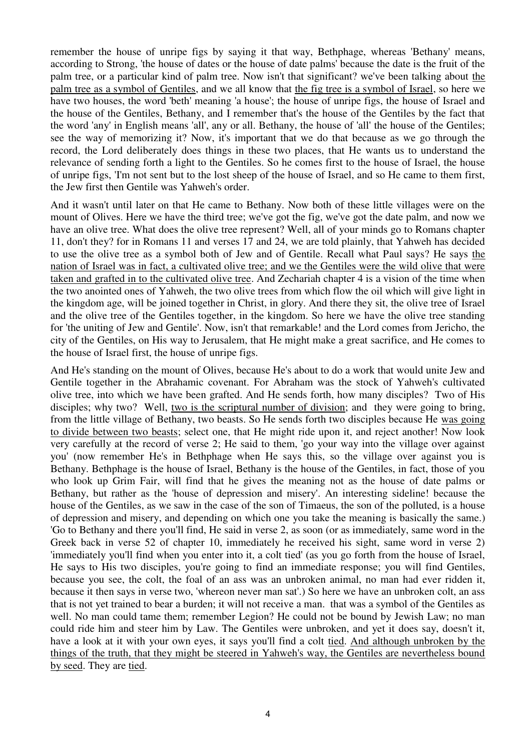remember the house of unripe figs by saying it that way, Bethphage, whereas 'Bethany' means, according to Strong, 'the house of dates or the house of date palms' because the date is the fruit of the palm tree, or a particular kind of palm tree. Now isn't that significant? we've been talking about <u>the palm tree as a symbol of Gentiles</u>, and we all know that <u>the fig tree is a symbol of Israel</u>, so here we have two houses, the word 'beth' meaning 'a house'; the house of unripe figs, the house of Israel and the house of the Gentiles, Bethany, and I remember that's the house of the Gentiles by the fact that the word 'any' in English means 'all', any or all. Bethany, the house of 'all' the house of the Gentiles; see the way of memorizing it? Now, it's important that we do that because as we go through the record, the Lord deliberately does things in these two places, that He wants us to understand the relevance of sending forth a light to the Gentiles. So he comes first to the house of Israel, the house of unripe figs, 'I'm not sent but to the lost sheep of the house of Israel, and so He came to them first, the Jew first then Gentile was Yahweh's order.

And it wasn't until later on that He came to Bethany. Now both of these little villages were on the mount of Olives. Here we have the third tree; we've got the fig, we've got the date palm, and now we have an olive tree. What does the olive tree represent? Well, all of your minds go to Romans chapter 11, don't they? for in Romans 11 and verses 17 and 24, we are told plainly, that Yahweh has decided to use the olive tree as a symbol both of Jew and of Gentile. Recall what Paul says? He says <u>the nation of Israel was in fact, a cultivated olive tree; and we the Gentiles were the wild olive that were taken and grafted in to the cultivated olive tree</u>. And Zechariah chapter 4 is a vision of the time when the two anointed ones of Yahweh, the two olive trees from which flow the oil which will give light in the kingdom age, will be joined together in Christ, in glory. And there they sit, the olive tree of Israel and the olive tree of the Gentiles together, in the kingdom. So here we have the olive tree standing for 'the uniting of Jew and Gentile'. Now, isn't that remarkable! and the Lord comes from Jericho, the city of the Gentiles, on His way to Jerusalem, that He might make a great sacrifice, and He comes to the house of Israel first, the house of unripe figs.

And He's standing on the mount of Olives, because He's about to do a work that would unite Jew and Gentile together in the Abrahamic covenant. For Abraham was the stock of Yahweh's cultivated olive tree, into which we have been grafted. And He sends forth, how many disciples? Two of His disciples; why two? Well, <u>two is the scriptural number of division</u>; and they were going to bring, from the little village of Bethany, two beasts. So He sends forth two disciples because He <u>was going to divide between two beasts</u>; select one, that He might ride upon it, and reject another! Now look very carefully at the record of verse 2; He said to them, 'go your way into the village over against you' (now remember He's in Bethphage when He says this, so the village over against you is Bethany. Bethphage is the house of Israel, Bethany is the house of the Gentiles, in fact, those of you who look up Grim Fair, will find that he gives the meaning not as the house of date palms or Bethany, but rather as the 'house of depression and misery'. An interesting sideline! because the house of the Gentiles, as we saw in the case of the son of Timaeus, the son of the polluted, is a house of depression and misery, and depending on which one you take the meaning is basically the same.) 'Go to Bethany and there you'll find, He said in verse 2, as soon (or as immediately, same word in the Greek back in verse 52 of chapter 10, immediately he received his sight, same word in verse 2) 'immediately you'll find when you enter into it, a colt tied' (as you go forth from the house of Israel, He says to His two disciples, you're going to find an immediate response; you will find Gentiles, because you see, the colt, the foal of an ass was an unbroken animal, no man had ever ridden it, because it then says in verse two, 'whereon never man sat'.) So here we have an unbroken colt, an ass that is not yet trained to bear a burden; it will not receive a man. that was a symbol of the Gentiles as well. No man could tame them; remember Legion? He could not be bound by Jewish Law; no man could ride him and steer him by Law. The Gentiles were unbroken, and yet it does say, doesn't it, have a look at it with your own eyes, it says you'll find a colt <u>tied</u>. <u>And although unbroken by the things of the truth, that they might be steered in Yahweh's way, the Gentiles are nevertheless bound by seed</u>. They are <u>tied</u>.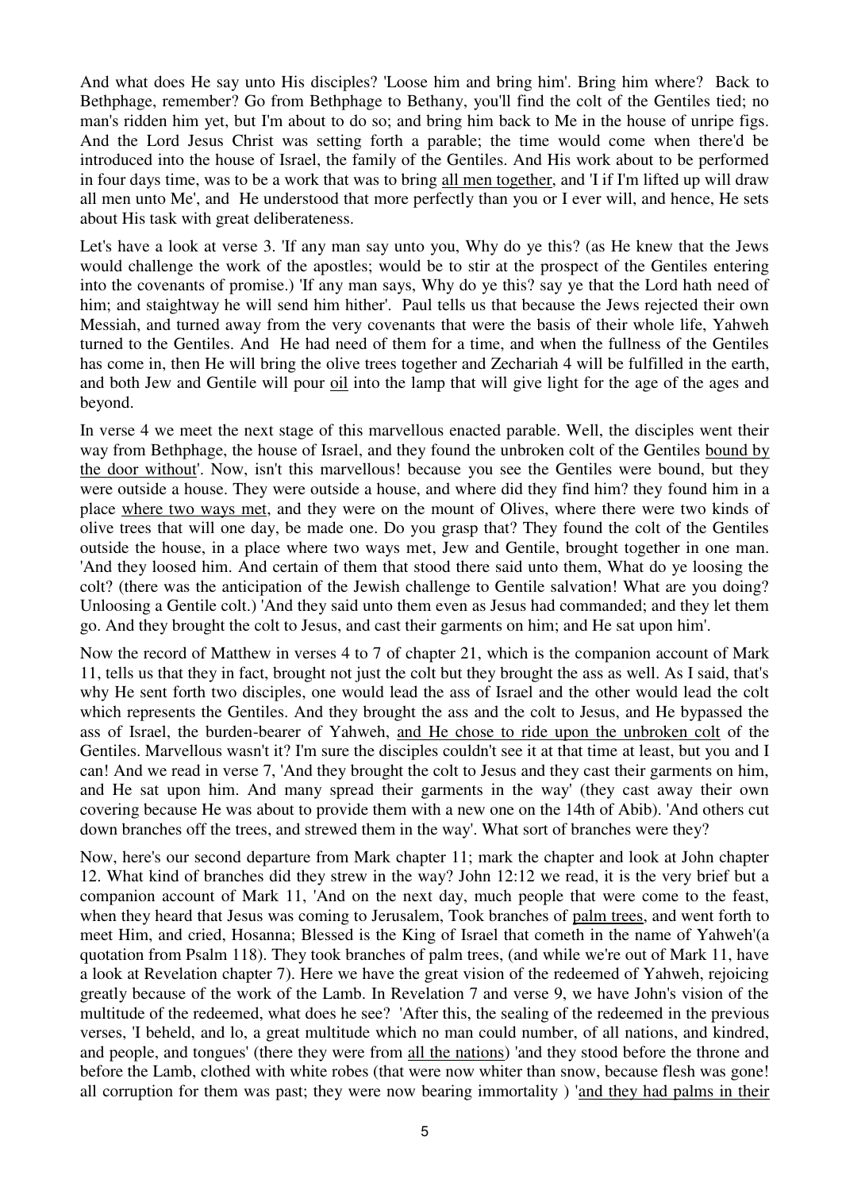And what does He say unto His disciples? 'Loose him and bring him'. Bring him where? Back to Bethphage, remember? Go from Bethphage to Bethany, you'll find the colt of the Gentiles tied; no man's ridden him yet, but I'm about to do so; and bring him back to Me in the house of unripe figs. And the Lord Jesus Christ was setting forth a parable; the time would come when there'd be introduced into the house of Israel, the family of the Gentiles. And His work about to be performed in four days time, was to be a work that was to bring <u>all men together</u>, and 'I if I'm lifted up will draw all men unto Me', and He understood that more perfectly than you or I ever will, and hence, He sets about His task with great deliberateness.

Let's have a look at verse 3. 'If any man say unto you, Why do ye this? (as He knew that the Jews would challenge the work of the apostles; would be to stir at the prospect of the Gentiles entering into the covenants of promise.) 'If any man says, Why do ye this? say ye that the Lord hath need of him; and staightway he will send him hither'. Paul tells us that because the Jews rejected their own Messiah, and turned away from the very covenants that were the basis of their whole life, Yahweh turned to the Gentiles. And He had need of them for a time, and when the fullness of the Gentiles has come in, then He will bring the olive trees together and Zechariah 4 will be fulfilled in the earth, and both Jew and Gentile will pour <u>oil</u> into the lamp that will give light for the age of the ages and beyond.

In verse 4 we meet the next stage of this marvellous enacted parable. Well, the disciples went their way from Bethphage, the house of Israel, and they found the unbroken colt of the Gentiles <u>bound by the door without</u>'. Now, isn't this marvellous! because you see the Gentiles were bound, but they were outside a house. They were outside a house, and where did they find him? they found him in a place <u>where two ways met</u>, and they were on the mount of Olives, where there were two kinds of olive trees that will one day, be made one. Do you grasp that? They found the colt of the Gentiles outside the house, in a place where two ways met, Jew and Gentile, brought together in one man. 'And they loosed him. And certain of them that stood there said unto them, What do ye loosing the colt? (there was the anticipation of the Jewish challenge to Gentile salvation! What are you doing? Unloosing a Gentile colt.) 'And they said unto them even as Jesus had commanded; and they let them go. And they brought the colt to Jesus, and cast their garments on him; and He sat upon him'.

Now the record of Matthew in verses 4 to 7 of chapter 21, which is the companion account of Mark 11, tells us that they in fact, brought not just the colt but they brought the ass as well. As I said, that's why He sent forth two disciples, one would lead the ass of Israel and the other would lead the colt which represents the Gentiles. And they brought the ass and the colt to Jesus, and He bypassed the ass of Israel, the burden-bearer of Yahweh, <u>and He chose to ride upon the unbroken colt</u> of the Gentiles. Marvellous wasn't it? I'm sure the disciples couldn't see it at that time at least, but you and I can! And we read in verse 7, 'And they brought the colt to Jesus and they cast their garments on him, and He sat upon him. And many spread their garments in the way' (they cast away their own covering because He was about to provide them with a new one on the 14th of Abib). 'And others cut down branches off the trees, and strewed them in the way'. What sort of branches were they?

Now, here's our second departure from Mark chapter 11; mark the chapter and look at John chapter 12. What kind of branches did they strew in the way? John 12:12 we read, it is the very brief but a companion account of Mark 11, 'And on the next day, much people that were come to the feast, when they heard that Jesus was coming to Jerusalem, Took branches of <u>palm trees</u>, and went forth to meet Him, and cried, Hosanna; Blessed is the King of Israel that cometh in the name of Yahweh'(a quotation from Psalm 118). They took branches of palm trees, (and while we're out of Mark 11, have a look at Revelation chapter 7). Here we have the great vision of the redeemed of Yahweh, rejoicing greatly because of the work of the Lamb. In Revelation 7 and verse 9, we have John's vision of the multitude of the redeemed, what does he see? 'After this, the sealing of the redeemed in the previous verses, 'I beheld, and lo, a great multitude which no man could number, of all nations, and kindred, and people, and tongues' (there they were from <u>all the nations</u>) 'and they stood before the throne and before the Lamb, clothed with white robes (that were now whiter than snow, because flesh was gone! all corruption for them was past; they were now bearing immortality ) '<u>and they had palms in their</u>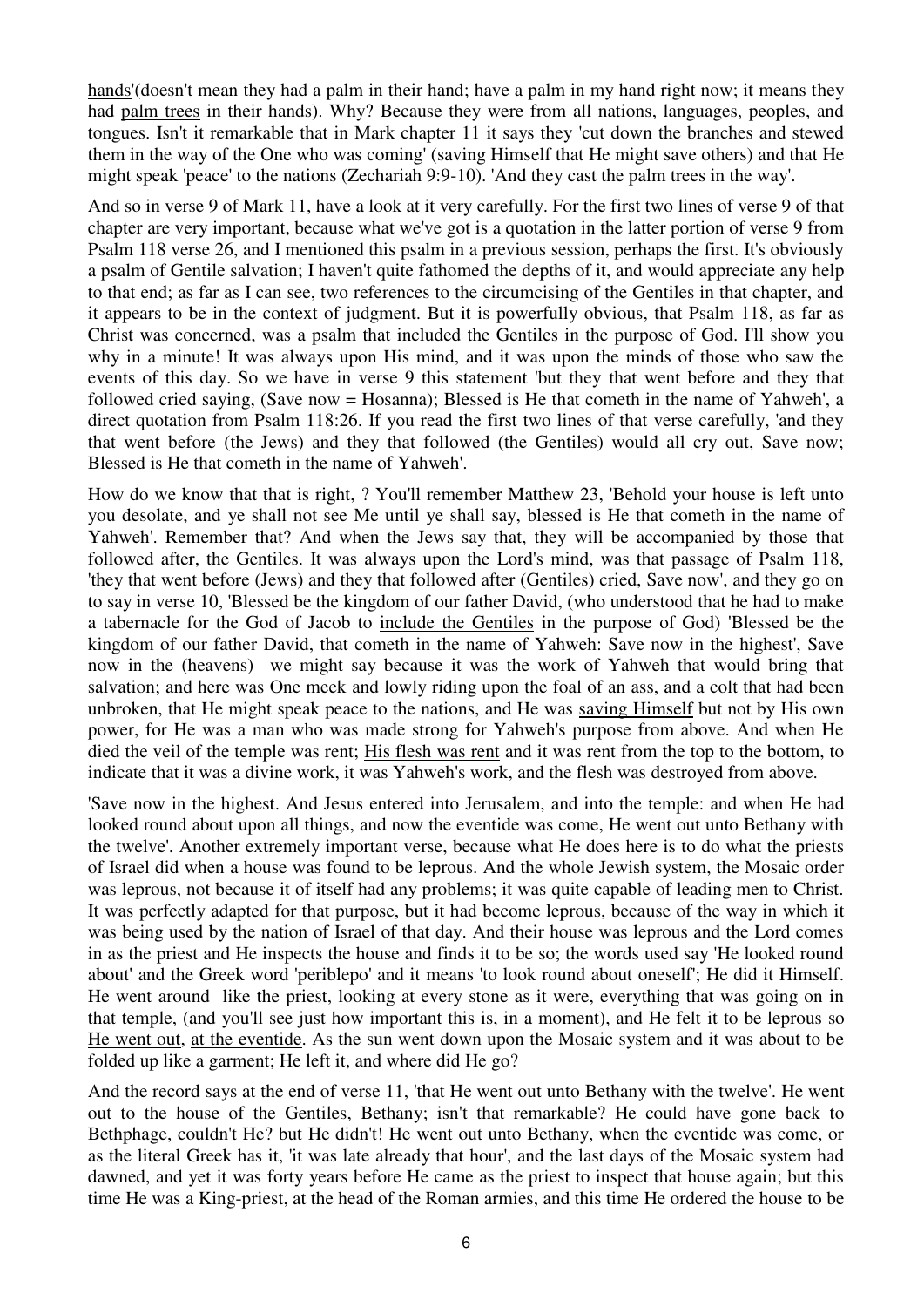hands'(doesn't mean they had a palm in their hand; have a palm in my hand right now; it means they had palm trees in their hands). Why? Because they were from all nations, languages, peoples, and tongues. Isn't it remarkable that in Mark chapter 11 it says they 'cut down the branches and stewed them in the way of the One who was coming' (saving Himself that He might save others) and that He might speak 'peace' to the nations (Zechariah 9:9-10). 'And they cast the palm trees in the way'.

And so in verse 9 of Mark 11, have a look at it very carefully. For the first two lines of verse 9 of that chapter are very important, because what we've got is a quotation in the latter portion of verse 9 from Psalm 118 verse 26, and I mentioned this psalm in a previous session, perhaps the first. It's obviously a psalm of Gentile salvation; I haven't quite fathomed the depths of it, and would appreciate any help to that end; as far as I can see, two references to the circumcising of the Gentiles in that chapter, and it appears to be in the context of judgment. But it is powerfully obvious, that Psalm 118, as far as Christ was concerned, was a psalm that included the Gentiles in the purpose of God. I'll show you why in a minute! It was always upon His mind, and it was upon the minds of those who saw the events of this day. So we have in verse 9 this statement 'but they that went before and they that followed cried saying, (Save now = Hosanna); Blessed is He that cometh in the name of Yahweh', a direct quotation from Psalm 118:26. If you read the first two lines of that verse carefully, 'and they that went before (the Jews) and they that followed (the Gentiles) would all cry out, Save now; Blessed is He that cometh in the name of Yahweh'.

How do we know that that is right, ? You'll remember Matthew 23, 'Behold your house is left unto you desolate, and ye shall not see Me until ye shall say, blessed is He that cometh in the name of Yahweh'. Remember that? And when the Jews say that, they will be accompanied by those that followed after, the Gentiles. It was always upon the Lord's mind, was that passage of Psalm 118, 'they that went before (Jews) and they that followed after (Gentiles) cried, Save now', and they go on to say in verse 10, 'Blessed be the kingdom of our father David, (who understood that he had to make a tabernacle for the God of Jacob to include the Gentiles in the purpose of God) 'Blessed be the kingdom of our father David, that cometh in the name of Yahweh: Save now in the highest', Save now in the (heavens) we might say because it was the work of Yahweh that would bring that salvation; and here was One meek and lowly riding upon the foal of an ass, and a colt that had been unbroken, that He might speak peace to the nations, and He was saving Himself but not by His own power, for He was a man who was made strong for Yahweh's purpose from above. And when He died the veil of the temple was rent; His flesh was rent and it was rent from the top to the bottom, to indicate that it was a divine work, it was Yahweh's work, and the flesh was destroyed from above.

'Save now in the highest. And Jesus entered into Jerusalem, and into the temple: and when He had looked round about upon all things, and now the eventide was come, He went out unto Bethany with the twelve'. Another extremely important verse, because what He does here is to do what the priests of Israel did when a house was found to be leprous. And the whole Jewish system, the Mosaic order was leprous, not because it of itself had any problems; it was quite capable of leading men to Christ. It was perfectly adapted for that purpose, but it had become leprous, because of the way in which it was being used by the nation of Israel of that day. And their house was leprous and the Lord comes in as the priest and He inspects the house and finds it to be so; the words used say 'He looked round about' and the Greek word 'periblepo' and it means 'to look round about oneself'; He did it Himself. He went around like the priest, looking at every stone as it were, everything that was going on in that temple, (and you'll see just how important this is, in a moment), and He felt it to be leprous so He went out, at the eventide. As the sun went down upon the Mosaic system and it was about to be folded up like a garment; He left it, and where did He go?

And the record says at the end of verse 11, 'that He went out unto Bethany with the twelve'. He went out to the house of the Gentiles, Bethany; isn't that remarkable? He could have gone back to Bethphage, couldn't He? but He didn't! He went out unto Bethany, when the eventide was come, or as the literal Greek has it, 'it was late already that hour', and the last days of the Mosaic system had dawned, and yet it was forty years before He came as the priest to inspect that house again; but this time He was a King-priest, at the head of the Roman armies, and this time He ordered the house to be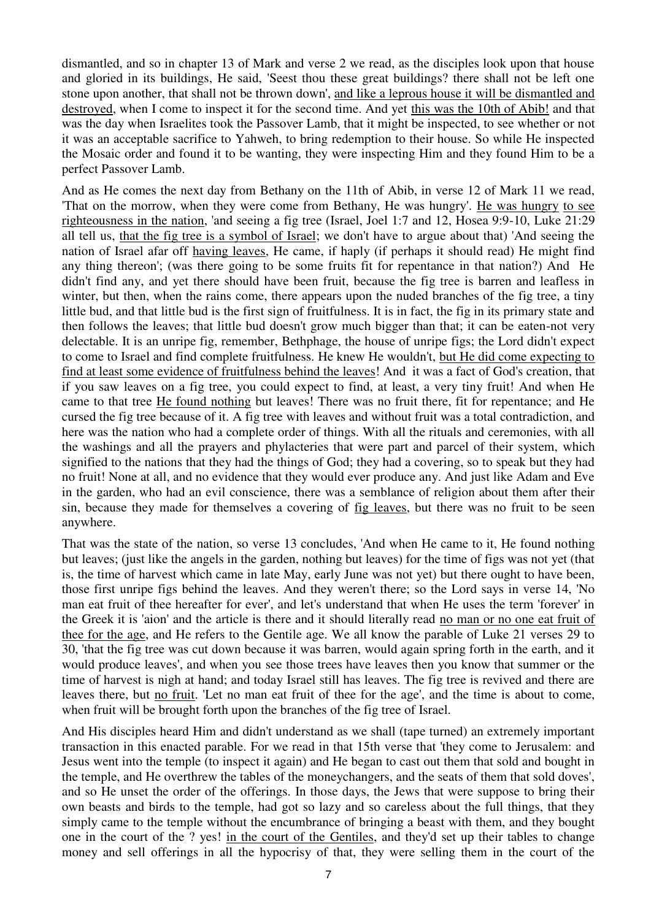dismantled, and so in chapter 13 of Mark and verse 2 we read, as the disciples look upon that house and gloried in its buildings, He said, 'Seest thou these great buildings? there shall not be left one stone upon another, that shall not be thrown down', <u>and like a leprous house it will be dismantled and destroyed</u>, when I come to inspect it for the second time. And yet <u>this was the 10th of Abib!</u> and that was the day when Israelites took the Passover Lamb, that it might be inspected, to see whether or not it was an acceptable sacrifice to Yahweh, to bring redemption to their house. So while He inspected the Mosaic order and found it to be wanting, they were inspecting Him and they found Him to be a perfect Passover Lamb.

And as He comes the next day from Bethany on the 11th of Abib, in verse 12 of Mark 11 we read, 'That on the morrow, when they were come from Bethany, He was hungry'. <u>He was hungry</u> <u>to see righteousness in the nation</u>, 'and seeing a fig tree (Israel, Joel 1:7 and 12, Hosea 9:9-10, Luke 21:29 all tell us, <u>that the fig tree is a symbol of Israel</u>; we don't have to argue about that) 'And seeing the nation of Israel afar off <u>having leaves,</u> He came, if haply (if perhaps it should read) He might find any thing thereon'; (was there going to be some fruits fit for repentance in that nation?) And He didn't find any, and yet there should have been fruit, because the fig tree is barren and leafless in winter, but then, when the rains come, there appears upon the nuded branches of the fig tree, a tiny little bud, and that little bud is the first sign of fruitfulness. It is in fact, the fig in its primary state and then follows the leaves; that little bud doesn't grow much bigger than that; it can be eaten-not very delectable. It is an unripe fig, remember, Bethphage, the house of unripe figs; the Lord didn't expect to come to Israel and find complete fruitfulness. He knew He wouldn't, <u>but He did come expecting to find at least some evidence of fruitfulness behind the leaves</u>! And it was a fact of God's creation, that if you saw leaves on a fig tree, you could expect to find, at least, a very tiny fruit! And when He came to that tree <u>He found nothing</u> but leaves! There was no fruit there, fit for repentance; and He cursed the fig tree because of it. A fig tree with leaves and without fruit was a total contradiction, and here was the nation who had a complete order of things. With all the rituals and ceremonies, with all the washings and all the prayers and phylacteries that were part and parcel of their system, which signified to the nations that they had the things of God; they had a covering, so to speak but they had no fruit! None at all, and no evidence that they would ever produce any. And just like Adam and Eve in the garden, who had an evil conscience, there was a semblance of religion about them after their sin, because they made for themselves a covering of <u>fig leaves</u>, but there was no fruit to be seen anywhere.

That was the state of the nation, so verse 13 concludes, 'And when He came to it, He found nothing but leaves; (just like the angels in the garden, nothing but leaves) for the time of figs was not yet (that is, the time of harvest which came in late May, early June was not yet) but there ought to have been, those first unripe figs behind the leaves. And they weren't there; so the Lord says in verse 14, 'No man eat fruit of thee hereafter for ever', and let's understand that when He uses the term 'forever' in the Greek it is 'aion' and the article is there and it should literally read <u>no man or no one eat fruit of thee for the age</u>, and He refers to the Gentile age. We all know the parable of Luke 21 verses 29 to 30, 'that the fig tree was cut down because it was barren, would again spring forth in the earth, and it would produce leaves', and when you see those trees have leaves then you know that summer or the time of harvest is nigh at hand; and today Israel still has leaves. The fig tree is revived and there are leaves there, but <u>no fruit</u>. 'Let no man eat fruit of thee for the age', and the time is about to come, when fruit will be brought forth upon the branches of the fig tree of Israel.

And His disciples heard Him and didn't understand as we shall (tape turned) an extremely important transaction in this enacted parable. For we read in that 15th verse that 'they come to Jerusalem: and Jesus went into the temple (to inspect it again) and He began to cast out them that sold and bought in the temple, and He overthrew the tables of the moneychangers, and the seats of them that sold doves', and so He unset the order of the offerings. In those days, the Jews that were suppose to bring their own beasts and birds to the temple, had got so lazy and so careless about the full things, that they simply came to the temple without the encumbrance of bringing a beast with them, and they bought one in the court of the ? yes! <u>in the court of the Gentiles</u>, and they'd set up their tables to change money and sell offerings in all the hypocrisy of that, they were selling them in the court of the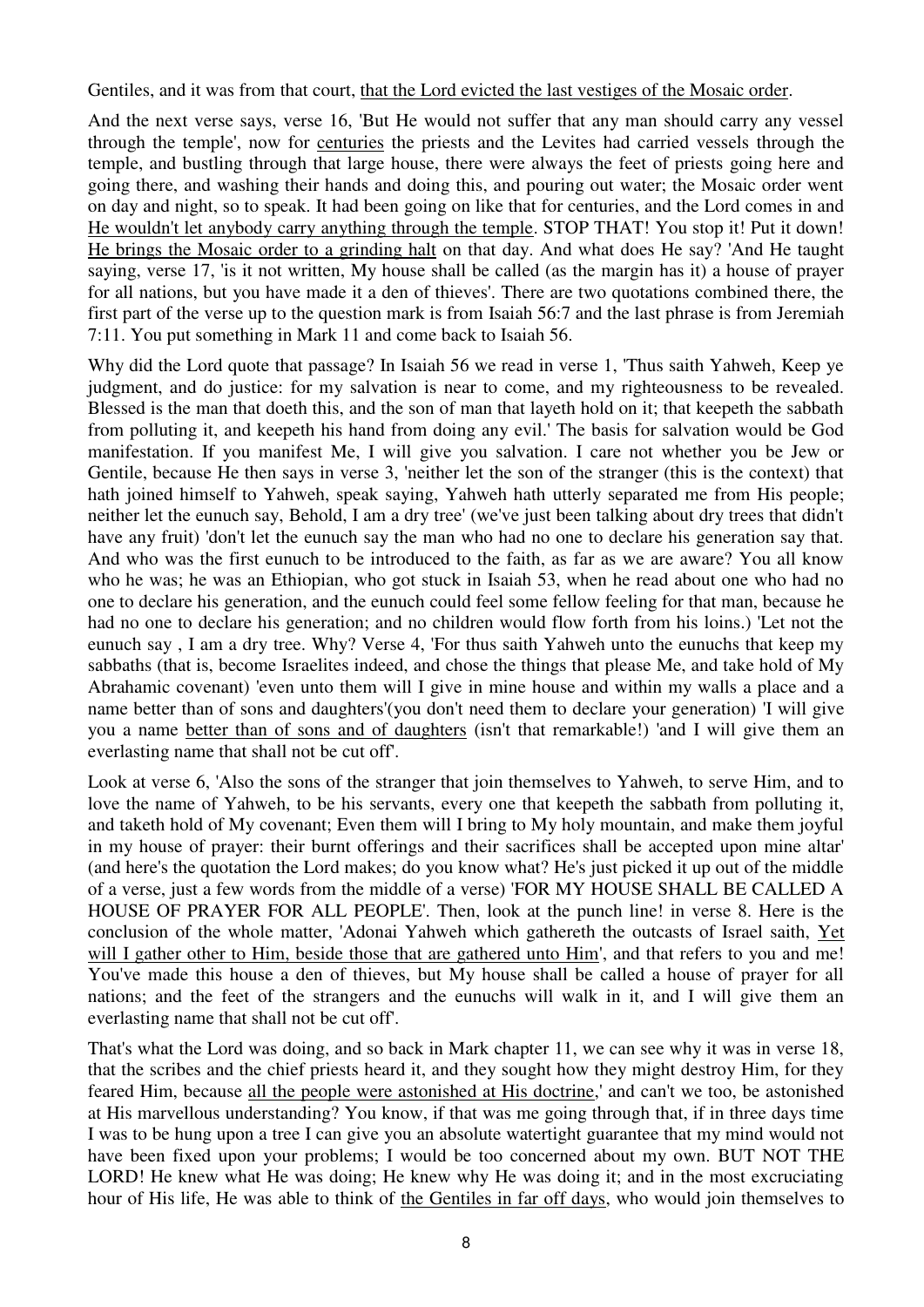Gentiles, and it was from that court, <u>that the Lord evicted the last vestiges of the Mosaic order</u>.

And the next verse says, verse 16, 'But He would not suffer that any man should carry any vessel through the temple', now for <u>centuries</u> the priests and the Levites had carried vessels through the temple, and bustling through that large house, there were always the feet of priests going here and going there, and washing their hands and doing this, and pouring out water; the Mosaic order went on day and night, so to speak. It had been going on like that for centuries, and the Lord comes in and <u>He wouldn't let anybody carry anything through the temple</u>. STOP THAT! You stop it! Put it down! <u>He brings the Mosaic order to a grinding halt</u> on that day. And what does He say? 'And He taught saying, verse 17, 'is it not written, My house shall be called (as the margin has it) a house of prayer for all nations, but you have made it a den of thieves'. There are two quotations combined there, the first part of the verse up to the question mark is from Isaiah 56:7 and the last phrase is from Jeremiah 7:11. You put something in Mark 11 and come back to Isaiah 56.

Why did the Lord quote that passage? In Isaiah 56 we read in verse 1, 'Thus saith Yahweh, Keep ye judgment, and do justice: for my salvation is near to come, and my righteousness to be revealed. Blessed is the man that doeth this, and the son of man that layeth hold on it; that keepeth the sabbath from polluting it, and keepeth his hand from doing any evil.' The basis for salvation would be God manifestation. If you manifest Me, I will give you salvation. I care not whether you be Jew or Gentile, because He then says in verse 3, 'neither let the son of the stranger (this is the context) that hath joined himself to Yahweh, speak saying, Yahweh hath utterly separated me from His people; neither let the eunuch say, Behold, I am a dry tree' (we've just been talking about dry trees that didn't have any fruit) 'don't let the eunuch say the man who had no one to declare his generation say that. And who was the first eunuch to be introduced to the faith, as far as we are aware? You all know who he was; he was an Ethiopian, who got stuck in Isaiah 53, when he read about one who had no one to declare his generation, and the eunuch could feel some fellow feeling for that man, because he had no one to declare his generation; and no children would flow forth from his loins.) 'Let not the eunuch say , I am a dry tree. Why? Verse 4, 'For thus saith Yahweh unto the eunuchs that keep my sabbaths (that is, become Israelites indeed, and chose the things that please Me, and take hold of My Abrahamic covenant) 'even unto them will I give in mine house and within my walls a place and a name better than of sons and daughters'(you don't need them to declare your generation) 'I will give you a name <u>better than of sons and of daughters</u> (isn't that remarkable!) 'and I will give them an everlasting name that shall not be cut off'.

Look at verse 6, 'Also the sons of the stranger that join themselves to Yahweh, to serve Him, and to love the name of Yahweh, to be his servants, every one that keepeth the sabbath from polluting it, and taketh hold of My covenant; Even them will I bring to My holy mountain, and make them joyful in my house of prayer: their burnt offerings and their sacrifices shall be accepted upon mine altar' (and here's the quotation the Lord makes; do you know what? He's just picked it up out of the middle of a verse, just a few words from the middle of a verse) 'FOR MY HOUSE SHALL BE CALLED A HOUSE OF PRAYER FOR ALL PEOPLE'. Then, look at the punch line! in verse 8. Here is the conclusion of the whole matter, 'Adonai Yahweh which gathereth the outcasts of Israel saith, <u>Yet will I gather other to Him, beside those that are gathered unto Him</u>', and that refers to you and me! You've made this house a den of thieves, but My house shall be called a house of prayer for all nations; and the feet of the strangers and the eunuchs will walk in it, and I will give them an everlasting name that shall not be cut off'.

That's what the Lord was doing, and so back in Mark chapter 11, we can see why it was in verse 18, that the scribes and the chief priests heard it, and they sought how they might destroy Him, for they feared Him, because <u>all the people were astonished at His doctrine</u>,' and can't we too, be astonished at His marvellous understanding? You know, if that was me going through that, if in three days time I was to be hung upon a tree I can give you an absolute watertight guarantee that my mind would not have been fixed upon your problems; I would be too concerned about my own. BUT NOT THE LORD! He knew what He was doing; He knew why He was doing it; and in the most excruciating hour of His life, He was able to think of <u>the Gentiles in far off days</u>, who would join themselves to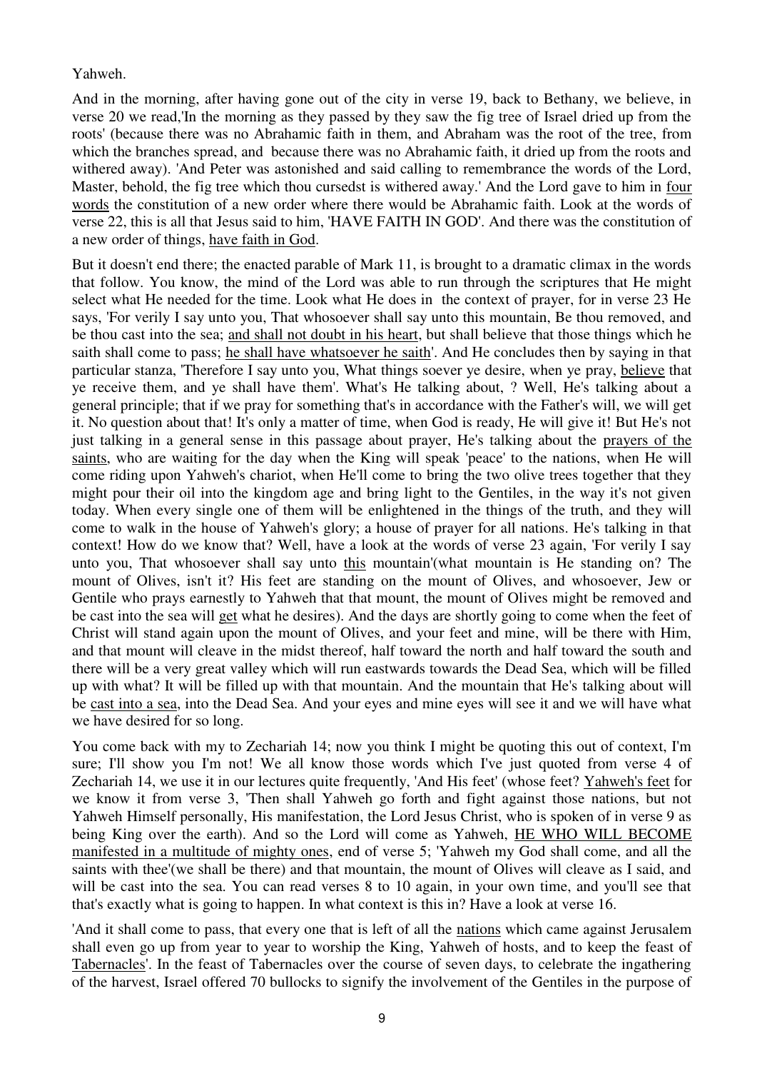Yahweh.

And in the morning, after having gone out of the city in verse 19, back to Bethany, we believe, in verse 20 we read,'In the morning as they passed by they saw the fig tree of Israel dried up from the roots' (because there was no Abrahamic faith in them, and Abraham was the root of the tree, from which the branches spread, and because there was no Abrahamic faith, it dried up from the roots and withered away). 'And Peter was astonished and said calling to remembrance the words of the Lord, Master, behold, the fig tree which thou cursedst is withered away.' And the Lord gave to him in <u>four words</u> the constitution of a new order where there would be Abrahamic faith. Look at the words of verse 22, this is all that Jesus said to him, 'HAVE FAITH IN GOD'. And there was the constitution of a new order of things, <u>have faith in God</u>.

But it doesn't end there; the enacted parable of Mark 11, is brought to a dramatic climax in the words that follow. You know, the mind of the Lord was able to run through the scriptures that He might select what He needed for the time. Look what He does in the context of prayer, for in verse 23 He says, 'For verily I say unto you, That whosoever shall say unto this mountain, Be thou removed, and be thou cast into the sea; <u>and shall not doubt in his heart</u>, but shall believe that those things which he saith shall come to pass; <u>he shall have whatsoever he saith</u>'. And He concludes then by saying in that particular stanza, 'Therefore I say unto you, What things soever ye desire, when ye pray, <u>believe</u> that ye receive them, and ye shall have them'. What's He talking about, ? Well, He's talking about a general principle; that if we pray for something that's in accordance with the Father's will, we will get it. No question about that! It's only a matter of time, when God is ready, He will give it! But He's not just talking in a general sense in this passage about prayer, He's talking about the <u>prayers of the saints</u>, who are waiting for the day when the King will speak 'peace' to the nations, when He will come riding upon Yahweh's chariot, when He'll come to bring the two olive trees together that they might pour their oil into the kingdom age and bring light to the Gentiles, in the way it's not given today. When every single one of them will be enlightened in the things of the truth, and they will come to walk in the house of Yahweh's glory; a house of prayer for all nations. He's talking in that context! How do we know that? Well, have a look at the words of verse 23 again, 'For verily I say unto you, That whosoever shall say unto <u>this</u> mountain'(what mountain is He standing on? The mount of Olives, isn't it? His feet are standing on the mount of Olives, and whosoever, Jew or Gentile who prays earnestly to Yahweh that that mount, the mount of Olives might be removed and be cast into the sea will <u>get</u> what he desires). And the days are shortly going to come when the feet of Christ will stand again upon the mount of Olives, and your feet and mine, will be there with Him, and that mount will cleave in the midst thereof, half toward the north and half toward the south and there will be a very great valley which will run eastwards towards the Dead Sea, which will be filled up with what? It will be filled up with that mountain. And the mountain that He's talking about will be <u>cast into a sea</u>, into the Dead Sea. And your eyes and mine eyes will see it and we will have what we have desired for so long.

You come back with my to Zechariah 14; now you think I might be quoting this out of context, I'm sure; I'll show you I'm not! We all know those words which I've just quoted from verse 4 of Zechariah 14, we use it in our lectures quite frequently, 'And His feet' (whose feet? <u>Yahweh's feet</u> for we know it from verse 3, 'Then shall Yahweh go forth and fight against those nations, but not Yahweh Himself personally, His manifestation, the Lord Jesus Christ, who is spoken of in verse 9 as being King over the earth). And so the Lord will come as Yahweh, <u>HE WHO WILL BECOME manifested in a multitude of mighty ones</u>, end of verse 5; 'Yahweh my God shall come, and all the saints with thee'(we shall be there) and that mountain, the mount of Olives will cleave as I said, and will be cast into the sea. You can read verses 8 to 10 again, in your own time, and you'll see that that's exactly what is going to happen. In what context is this in? Have a look at verse 16.

'And it shall come to pass, that every one that is left of all the <u>nations</u> which came against Jerusalem shall even go up from year to year to worship the King, Yahweh of hosts, and to keep the feast of <u>Tabernacles</u>'. In the feast of Tabernacles over the course of seven days, to celebrate the ingathering of the harvest, Israel offered 70 bullocks to signify the involvement of the Gentiles in the purpose of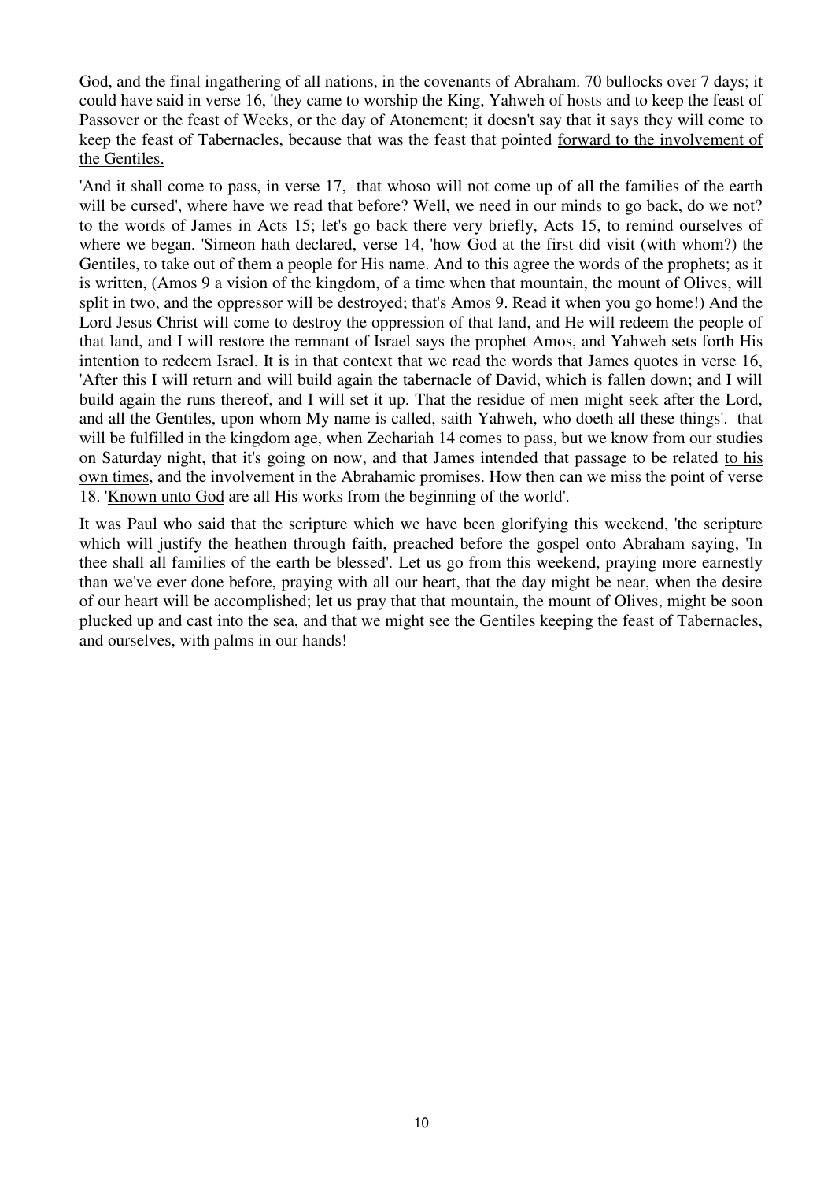God, and the final ingathering of all nations, in the covenants of Abraham. 70 bullocks over 7 days; it could have said in verse 16, 'they came to worship the King, Yahweh of hosts and to keep the feast of Passover or the feast of Weeks, or the day of Atonement; it doesn't say that it says they will come to keep the feast of Tabernacles, because that was the feast that pointed <u>forward to the involvement of the Gentiles.</u>

'And it shall come to pass, in verse 17, that whoso will not come up of <u>all the families of the earth</u> will be cursed', where have we read that before? Well, we need in our minds to go back, do we not? to the words of James in Acts 15; let's go back there very briefly, Acts 15, to remind ourselves of where we began. 'Simeon hath declared, verse 14, 'how God at the first did visit (with whom?) the Gentiles, to take out of them a people for His name. And to this agree the words of the prophets; as it is written, (Amos 9 a vision of the kingdom, of a time when that mountain, the mount of Olives, will split in two, and the oppressor will be destroyed; that's Amos 9. Read it when you go home!) And the Lord Jesus Christ will come to destroy the oppression of that land, and He will redeem the people of that land, and I will restore the remnant of Israel says the prophet Amos, and Yahweh sets forth His intention to redeem Israel. It is in that context that we read the words that James quotes in verse 16, 'After this I will return and will build again the tabernacle of David, which is fallen down; and I will build again the runs thereof, and I will set it up. That the residue of men might seek after the Lord, and all the Gentiles, upon whom My name is called, saith Yahweh, who doeth all these things'. that will be fulfilled in the kingdom age, when Zechariah 14 comes to pass, but we know from our studies on Saturday night, that it's going on now, and that James intended that passage to be related <u>to his own times</u>, and the involvement in the Abrahamic promises. How then can we miss the point of verse 18. '<u>Known unto God</u> are all His works from the beginning of the world'.

It was Paul who said that the scripture which we have been glorifying this weekend, 'the scripture which will justify the heathen through faith, preached before the gospel onto Abraham saying, 'In thee shall all families of the earth be blessed'. Let us go from this weekend, praying more earnestly than we've ever done before, praying with all our heart, that the day might be near, when the desire of our heart will be accomplished; let us pray that that mountain, the mount of Olives, might be soon plucked up and cast into the sea, and that we might see the Gentiles keeping the feast of Tabernacles, and ourselves, with palms in our hands!